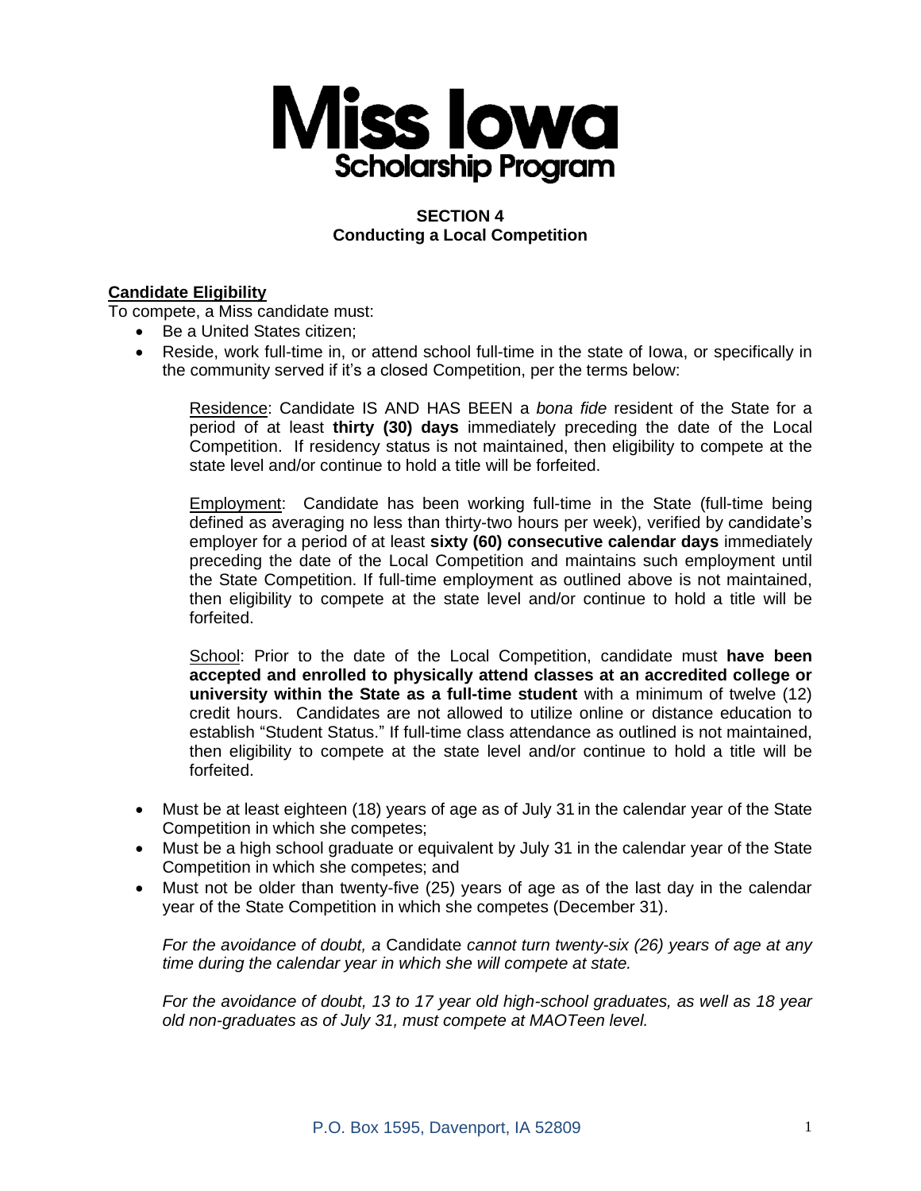# Miss Iowa
## Scholarship Program

### SECTION 4
### Conducting a Local Competition

**Candidate Eligibility**

To compete, a Miss candidate must:

- Be a United States citizen;
- Reside, work full-time in, or attend school full-time in the state of Iowa, or specifically in the community served if it's a closed Competition, per the terms below:

  Residence: Candidate IS AND HAS BEEN a *bona fide* resident of the State for a period of at least **thirty (30) days** immediately preceding the date of the Local Competition. If residency status is not maintained, then eligibility to compete at the state level and/or continue to hold a title will be forfeited.

  Employment: Candidate has been working full-time in the State (full-time being defined as averaging no less than thirty-two hours per week), verified by candidate's employer for a period of at least **sixty (60) consecutive calendar days** immediately preceding the date of the Local Competition and maintains such employment until the State Competition. If full-time employment as outlined above is not maintained, then eligibility to compete at the state level and/or continue to hold a title will be forfeited.

  School: Prior to the date of the Local Competition, candidate must **have been accepted and enrolled to physically attend classes at an accredited college or university within the State as a full-time student** with a minimum of twelve (12) credit hours. Candidates are not allowed to utilize online or distance education to establish "Student Status." If full-time class attendance as outlined is not maintained, then eligibility to compete at the state level and/or continue to hold a title will be forfeited.

- Must be at least eighteen (18) years of age as of July 31 in the calendar year of the State Competition in which she competes;
- Must be a high school graduate or equivalent by July 31 in the calendar year of the State Competition in which she competes; and
- Must not be older than twenty-five (25) years of age as of the last day in the calendar year of the State Competition in which she competes (December 31).

  *For the avoidance of doubt, a* Candidate *cannot turn twenty-six (26) years of age at any time during the calendar year in which she will compete at state.*

  *For the avoidance of doubt, 13 to 17 year old high-school graduates, as well as 18 year old non-graduates as of July 31, must compete at MAOTeen level.*

P.O. Box 1595, Davenport, IA 52809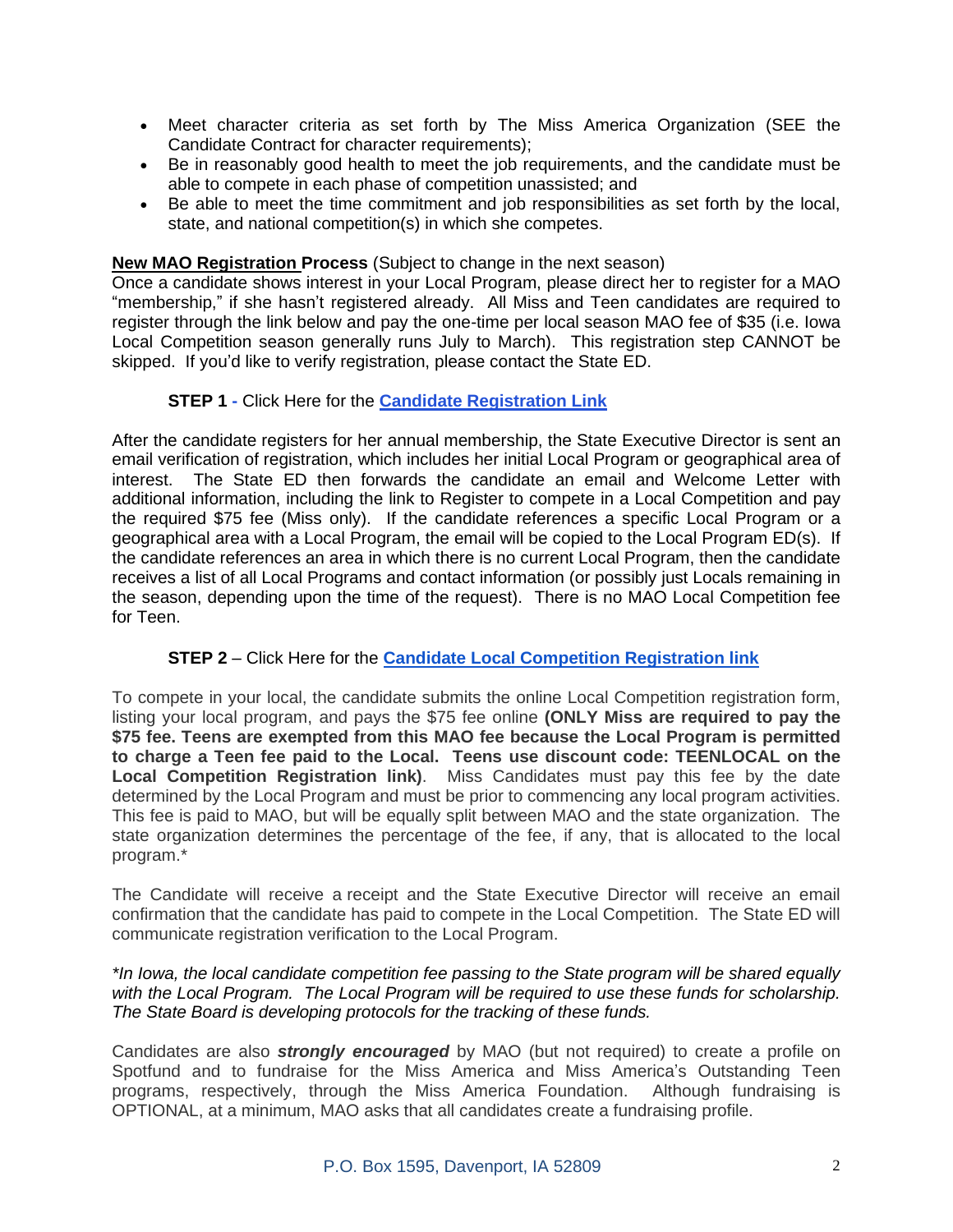- Meet character criteria as set forth by The Miss America Organization (SEE the Candidate Contract for character requirements);
- Be in reasonably good health to meet the job requirements, and the candidate must be able to compete in each phase of competition unassisted; and
- Be able to meet the time commitment and job responsibilities as set forth by the local, state, and national competition(s) in which she competes.

**New MAO Registration Process** (Subject to change in the next season)
Once a candidate shows interest in your Local Program, please direct her to register for a MAO "membership," if she hasn't registered already. All Miss and Teen candidates are required to register through the link below and pay the one-time per local season MAO fee of $35 (i.e. Iowa Local Competition season generally runs July to March). This registration step CANNOT be skipped. If you'd like to verify registration, please contact the State ED.

**STEP 1 -** Click Here for the **Candidate Registration Link**

After the candidate registers for her annual membership, the State Executive Director is sent an email verification of registration, which includes her initial Local Program or geographical area of interest. The State ED then forwards the candidate an email and Welcome Letter with additional information, including the link to Register to compete in a Local Competition and pay the required $75 fee (Miss only). If the candidate references a specific Local Program or a geographical area with a Local Program, the email will be copied to the Local Program ED(s). If the candidate references an area in which there is no current Local Program, then the candidate receives a list of all Local Programs and contact information (or possibly just Locals remaining in the season, depending upon the time of the request). There is no MAO Local Competition fee for Teen.

**STEP 2** – Click Here for the **Candidate Local Competition Registration link**

To compete in your local, the candidate submits the online Local Competition registration form, listing your local program, and pays the $75 fee online **(ONLY Miss are required to pay the $75 fee. Teens are exempted from this MAO fee because the Local Program is permitted to charge a Teen fee paid to the Local. Teens use discount code: TEENLOCAL on the Local Competition Registration link)**. Miss Candidates must pay this fee by the date determined by the Local Program and must be prior to commencing any local program activities. This fee is paid to MAO, but will be equally split between MAO and the state organization. The state organization determines the percentage of the fee, if any, that is allocated to the local program.*

The Candidate will receive a receipt and the State Executive Director will receive an email confirmation that the candidate has paid to compete in the Local Competition. The State ED will communicate registration verification to the Local Program.

*\*In Iowa, the local candidate competition fee passing to the State program will be shared equally with the Local Program. The Local Program will be required to use these funds for scholarship. The State Board is developing protocols for the tracking of these funds.*

Candidates are also ***strongly encouraged*** by MAO (but not required) to create a profile on Spotfund and to fundraise for the Miss America and Miss America's Outstanding Teen programs, respectively, through the Miss America Foundation. Although fundraising is OPTIONAL, at a minimum, MAO asks that all candidates create a fundraising profile.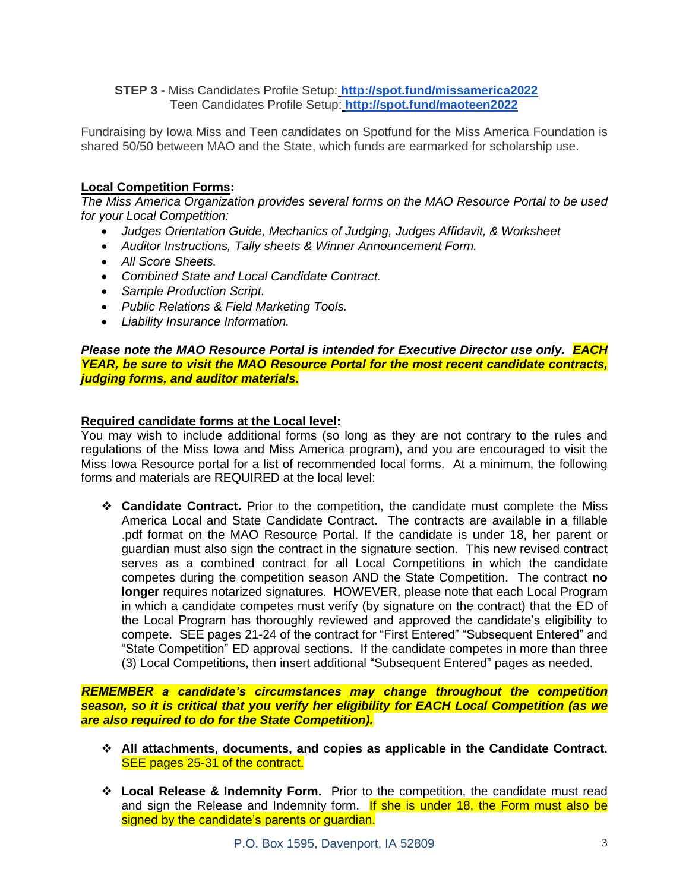**STEP 3 -** Miss Candidates Profile Setup: **http://spot.fund/missamerica2022**
Teen Candidates Profile Setup: **http://spot.fund/maoteen2022**

Fundraising by Iowa Miss and Teen candidates on Spotfund for the Miss America Foundation is shared 50/50 between MAO and the State, which funds are earmarked for scholarship use.

**Local Competition Forms:**

*The Miss America Organization provides several forms on the MAO Resource Portal to be used for your Local Competition:*

- *Judges Orientation Guide, Mechanics of Judging, Judges Affidavit, & Worksheet*
- *Auditor Instructions, Tally sheets & Winner Announcement Form.*
- *All Score Sheets.*
- *Combined State and Local Candidate Contract.*
- *Sample Production Script.*
- *Public Relations & Field Marketing Tools.*
- *Liability Insurance Information.*

***Please note the MAO Resource Portal is intended for Executive Director use only. EACH YEAR, be sure to visit the MAO Resource Portal for the most recent candidate contracts, judging forms, and auditor materials.***

**Required candidate forms at the Local level:**

You may wish to include additional forms (so long as they are not contrary to the rules and regulations of the Miss Iowa and Miss America program), and you are encouraged to visit the Miss Iowa Resource portal for a list of recommended local forms. At a minimum, the following forms and materials are REQUIRED at the local level:

- **Candidate Contract.** Prior to the competition, the candidate must complete the Miss America Local and State Candidate Contract. The contracts are available in a fillable .pdf format on the MAO Resource Portal. If the candidate is under 18, her parent or guardian must also sign the contract in the signature section. This new revised contract serves as a combined contract for all Local Competitions in which the candidate competes during the competition season AND the State Competition. The contract **no longer** requires notarized signatures. HOWEVER, please note that each Local Program in which a candidate competes must verify (by signature on the contract) that the ED of the Local Program has thoroughly reviewed and approved the candidate's eligibility to compete. SEE pages 21-24 of the contract for "First Entered" "Subsequent Entered" and "State Competition" ED approval sections. If the candidate competes in more than three (3) Local Competitions, then insert additional "Subsequent Entered" pages as needed.

***REMEMBER a candidate's circumstances may change throughout the competition season, so it is critical that you verify her eligibility for EACH Local Competition (as we are also required to do for the State Competition).***

- **All attachments, documents, and copies as applicable in the Candidate Contract.** SEE pages 25-31 of the contract.
- **Local Release & Indemnity Form.** Prior to the competition, the candidate must read and sign the Release and Indemnity form. If she is under 18, the Form must also be signed by the candidate's parents or guardian.

P.O. Box 1595, Davenport, IA 52809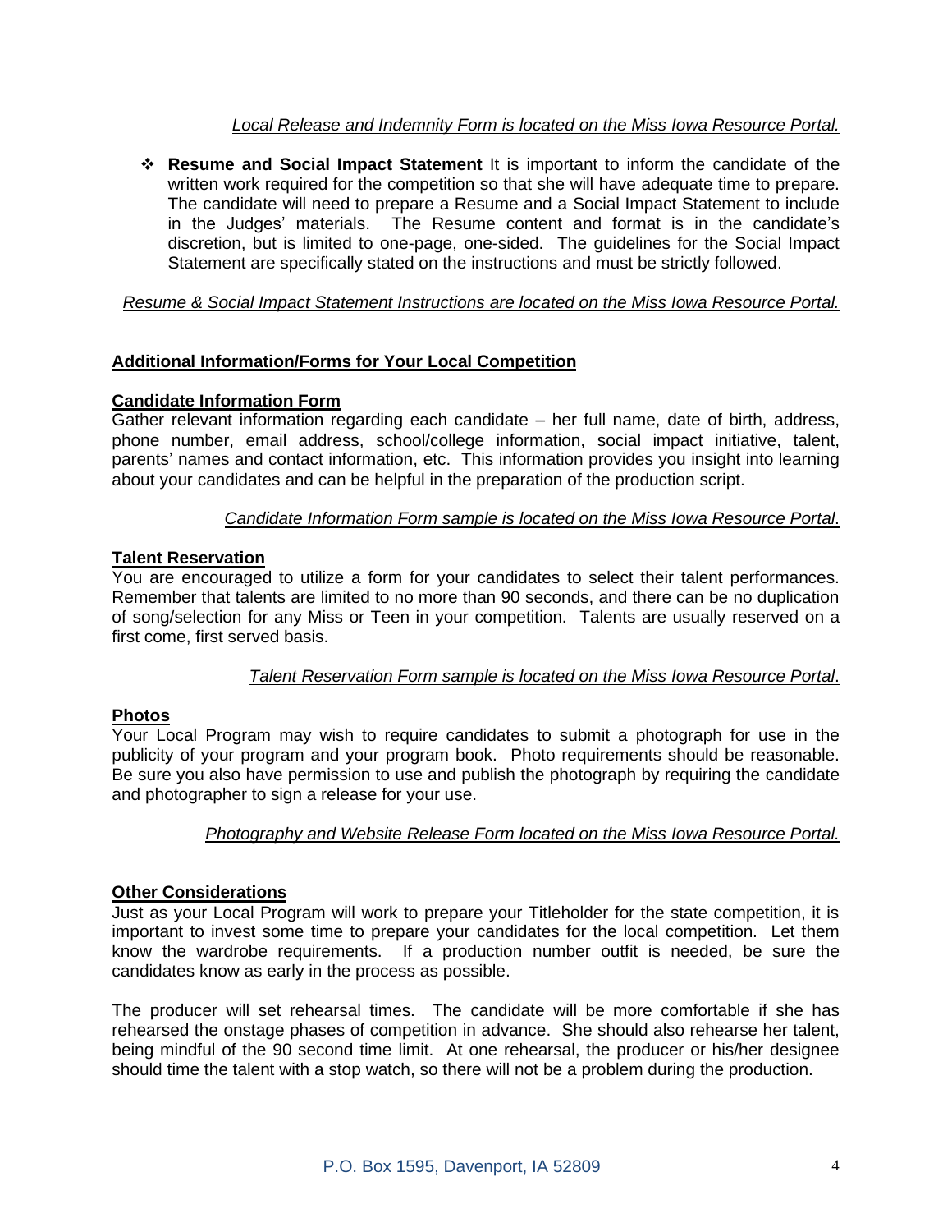*Local Release and Indemnity Form is located on the Miss Iowa Resource Portal.*

- **Resume and Social Impact Statement** It is important to inform the candidate of the written work required for the competition so that she will have adequate time to prepare. The candidate will need to prepare a Resume and a Social Impact Statement to include in the Judges' materials. The Resume content and format is in the candidate's discretion, but is limited to one-page, one-sided. The guidelines for the Social Impact Statement are specifically stated on the instructions and must be strictly followed.

*Resume & Social Impact Statement Instructions are located on the Miss Iowa Resource Portal.*

## Additional Information/Forms for Your Local Competition

### Candidate Information Form

Gather relevant information regarding each candidate – her full name, date of birth, address, phone number, email address, school/college information, social impact initiative, talent, parents' names and contact information, etc. This information provides you insight into learning about your candidates and can be helpful in the preparation of the production script.

*Candidate Information Form sample is located on the Miss Iowa Resource Portal.*

### Talent Reservation

You are encouraged to utilize a form for your candidates to select their talent performances. Remember that talents are limited to no more than 90 seconds, and there can be no duplication of song/selection for any Miss or Teen in your competition. Talents are usually reserved on a first come, first served basis.

*Talent Reservation Form sample is located on the Miss Iowa Resource Portal.*

### Photos

Your Local Program may wish to require candidates to submit a photograph for use in the publicity of your program and your program book. Photo requirements should be reasonable. Be sure you also have permission to use and publish the photograph by requiring the candidate and photographer to sign a release for your use.

*Photography and Website Release Form located on the Miss Iowa Resource Portal.*

### Other Considerations

Just as your Local Program will work to prepare your Titleholder for the state competition, it is important to invest some time to prepare your candidates for the local competition. Let them know the wardrobe requirements. If a production number outfit is needed, be sure the candidates know as early in the process as possible.

The producer will set rehearsal times. The candidate will be more comfortable if she has rehearsed the onstage phases of competition in advance. She should also rehearse her talent, being mindful of the 90 second time limit. At one rehearsal, the producer or his/her designee should time the talent with a stop watch, so there will not be a problem during the production.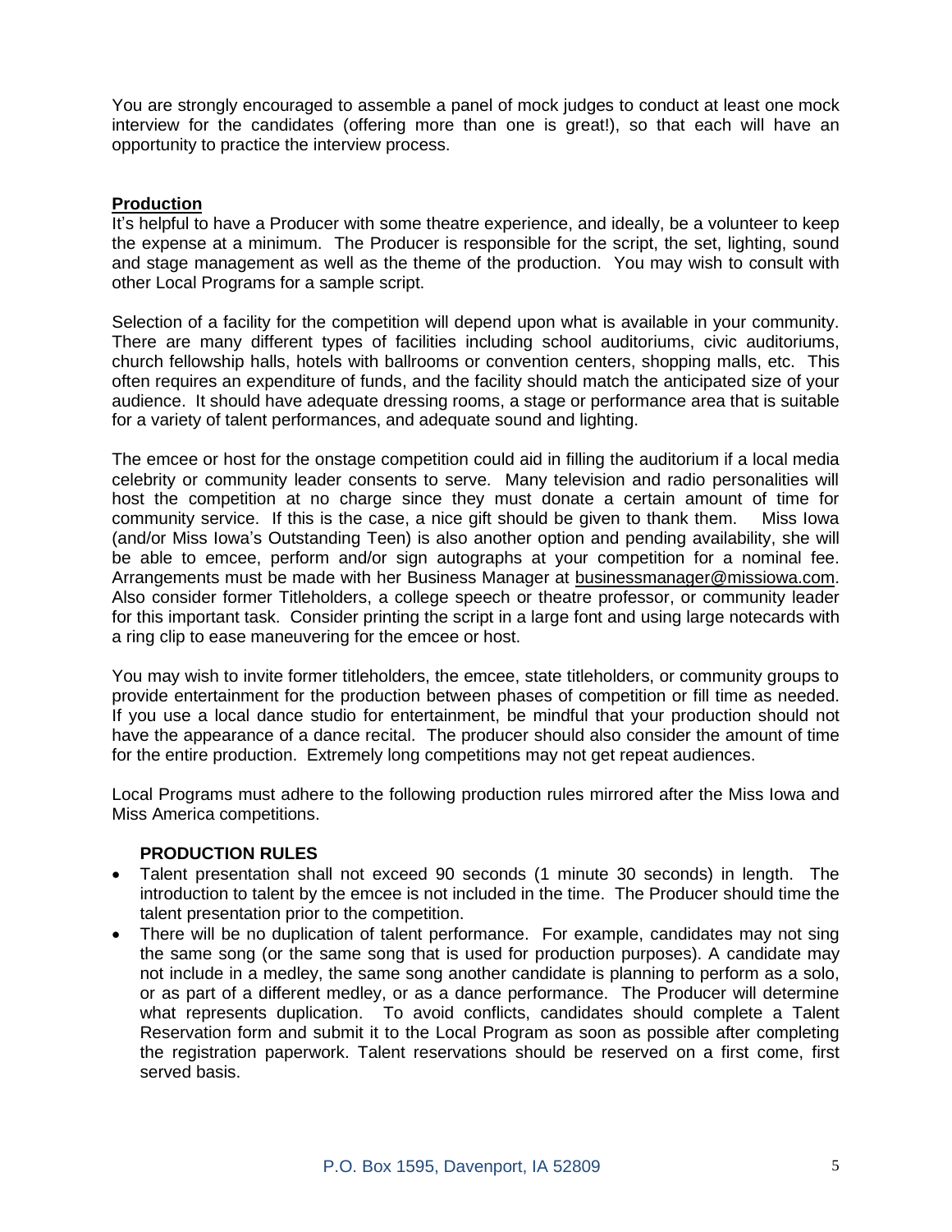You are strongly encouraged to assemble a panel of mock judges to conduct at least one mock interview for the candidates (offering more than one is great!), so that each will have an opportunity to practice the interview process.

## Production

It's helpful to have a Producer with some theatre experience, and ideally, be a volunteer to keep the expense at a minimum. The Producer is responsible for the script, the set, lighting, sound and stage management as well as the theme of the production. You may wish to consult with other Local Programs for a sample script.

Selection of a facility for the competition will depend upon what is available in your community. There are many different types of facilities including school auditoriums, civic auditoriums, church fellowship halls, hotels with ballrooms or convention centers, shopping malls, etc. This often requires an expenditure of funds, and the facility should match the anticipated size of your audience. It should have adequate dressing rooms, a stage or performance area that is suitable for a variety of talent performances, and adequate sound and lighting.

The emcee or host for the onstage competition could aid in filling the auditorium if a local media celebrity or community leader consents to serve. Many television and radio personalities will host the competition at no charge since they must donate a certain amount of time for community service. If this is the case, a nice gift should be given to thank them. Miss Iowa (and/or Miss Iowa's Outstanding Teen) is also another option and pending availability, she will be able to emcee, perform and/or sign autographs at your competition for a nominal fee. Arrangements must be made with her Business Manager at businessmanager@missiowa.com. Also consider former Titleholders, a college speech or theatre professor, or community leader for this important task. Consider printing the script in a large font and using large notecards with a ring clip to ease maneuvering for the emcee or host.

You may wish to invite former titleholders, the emcee, state titleholders, or community groups to provide entertainment for the production between phases of competition or fill time as needed. If you use a local dance studio for entertainment, be mindful that your production should not have the appearance of a dance recital. The producer should also consider the amount of time for the entire production. Extremely long competitions may not get repeat audiences.

Local Programs must adhere to the following production rules mirrored after the Miss Iowa and Miss America competitions.

### PRODUCTION RULES

- Talent presentation shall not exceed 90 seconds (1 minute 30 seconds) in length. The introduction to talent by the emcee is not included in the time. The Producer should time the talent presentation prior to the competition.
- There will be no duplication of talent performance. For example, candidates may not sing the same song (or the same song that is used for production purposes). A candidate may not include in a medley, the same song another candidate is planning to perform as a solo, or as part of a different medley, or as a dance performance. The Producer will determine what represents duplication. To avoid conflicts, candidates should complete a Talent Reservation form and submit it to the Local Program as soon as possible after completing the registration paperwork. Talent reservations should be reserved on a first come, first served basis.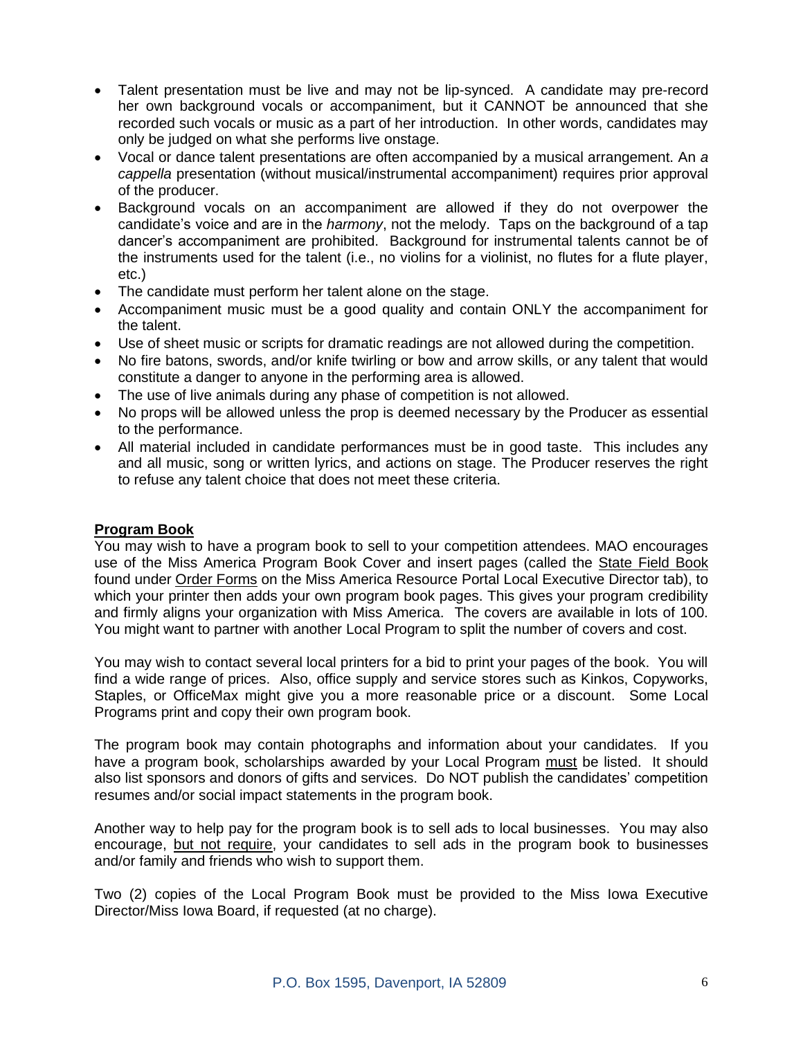- Talent presentation must be live and may not be lip-synced. A candidate may pre-record her own background vocals or accompaniment, but it CANNOT be announced that she recorded such vocals or music as a part of her introduction. In other words, candidates may only be judged on what she performs live onstage.
- Vocal or dance talent presentations are often accompanied by a musical arrangement. An *a cappella* presentation (without musical/instrumental accompaniment) requires prior approval of the producer.
- Background vocals on an accompaniment are allowed if they do not overpower the candidate's voice and are in the *harmony*, not the melody. Taps on the background of a tap dancer's accompaniment are prohibited. Background for instrumental talents cannot be of the instruments used for the talent (i.e., no violins for a violinist, no flutes for a flute player, etc.)
- The candidate must perform her talent alone on the stage.
- Accompaniment music must be a good quality and contain ONLY the accompaniment for the talent.
- Use of sheet music or scripts for dramatic readings are not allowed during the competition.
- No fire batons, swords, and/or knife twirling or bow and arrow skills, or any talent that would constitute a danger to anyone in the performing area is allowed.
- The use of live animals during any phase of competition is not allowed.
- No props will be allowed unless the prop is deemed necessary by the Producer as essential to the performance.
- All material included in candidate performances must be in good taste. This includes any and all music, song or written lyrics, and actions on stage. The Producer reserves the right to refuse any talent choice that does not meet these criteria.

## Program Book

You may wish to have a program book to sell to your competition attendees. MAO encourages use of the Miss America Program Book Cover and insert pages (called the State Field Book found under Order Forms on the Miss America Resource Portal Local Executive Director tab), to which your printer then adds your own program book pages. This gives your program credibility and firmly aligns your organization with Miss America. The covers are available in lots of 100. You might want to partner with another Local Program to split the number of covers and cost.

You may wish to contact several local printers for a bid to print your pages of the book. You will find a wide range of prices. Also, office supply and service stores such as Kinkos, Copyworks, Staples, or OfficeMax might give you a more reasonable price or a discount. Some Local Programs print and copy their own program book.

The program book may contain photographs and information about your candidates. If you have a program book, scholarships awarded by your Local Program must be listed. It should also list sponsors and donors of gifts and services. Do NOT publish the candidates' competition resumes and/or social impact statements in the program book.

Another way to help pay for the program book is to sell ads to local businesses. You may also encourage, but not require, your candidates to sell ads in the program book to businesses and/or family and friends who wish to support them.

Two (2) copies of the Local Program Book must be provided to the Miss Iowa Executive Director/Miss Iowa Board, if requested (at no charge).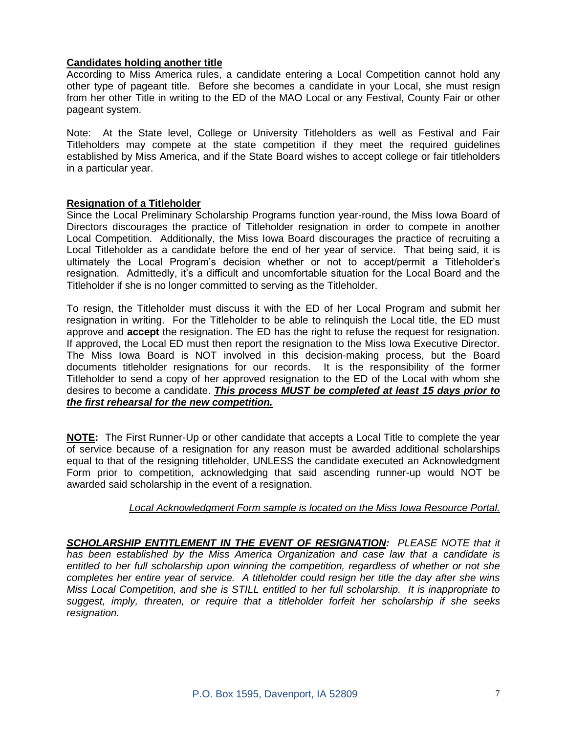### Candidates holding another title

According to Miss America rules, a candidate entering a Local Competition cannot hold any other type of pageant title. Before she becomes a candidate in your Local, she must resign from her other Title in writing to the ED of the MAO Local or any Festival, County Fair or other pageant system.

Note: At the State level, College or University Titleholders as well as Festival and Fair Titleholders may compete at the state competition if they meet the required guidelines established by Miss America, and if the State Board wishes to accept college or fair titleholders in a particular year.

### Resignation of a Titleholder

Since the Local Preliminary Scholarship Programs function year-round, the Miss Iowa Board of Directors discourages the practice of Titleholder resignation in order to compete in another Local Competition. Additionally, the Miss Iowa Board discourages the practice of recruiting a Local Titleholder as a candidate before the end of her year of service. That being said, it is ultimately the Local Program's decision whether or not to accept/permit a Titleholder's resignation. Admittedly, it's a difficult and uncomfortable situation for the Local Board and the Titleholder if she is no longer committed to serving as the Titleholder.

To resign, the Titleholder must discuss it with the ED of her Local Program and submit her resignation in writing. For the Titleholder to be able to relinquish the Local title, the ED must approve and **accept** the resignation. The ED has the right to refuse the request for resignation. If approved, the Local ED must then report the resignation to the Miss Iowa Executive Director. The Miss Iowa Board is NOT involved in this decision-making process, but the Board documents titleholder resignations for our records. It is the responsibility of the former Titleholder to send a copy of her approved resignation to the ED of the Local with whom she desires to become a candidate. ***This process MUST be completed at least 15 days prior to the first rehearsal for the new competition.***

**NOTE:** The First Runner-Up or other candidate that accepts a Local Title to complete the year of service because of a resignation for any reason must be awarded additional scholarships equal to that of the resigning titleholder, UNLESS the candidate executed an Acknowledgment Form prior to competition, acknowledging that said ascending runner-up would NOT be awarded said scholarship in the event of a resignation.

*Local Acknowledgment Form sample is located on the Miss Iowa Resource Portal.*

***SCHOLARSHIP ENTITLEMENT IN THE EVENT OF RESIGNATION:*** *PLEASE NOTE that it has been established by the Miss America Organization and case law that a candidate is entitled to her full scholarship upon winning the competition, regardless of whether or not she completes her entire year of service. A titleholder could resign her title the day after she wins Miss Local Competition, and she is STILL entitled to her full scholarship. It is inappropriate to suggest, imply, threaten, or require that a titleholder forfeit her scholarship if she seeks resignation.*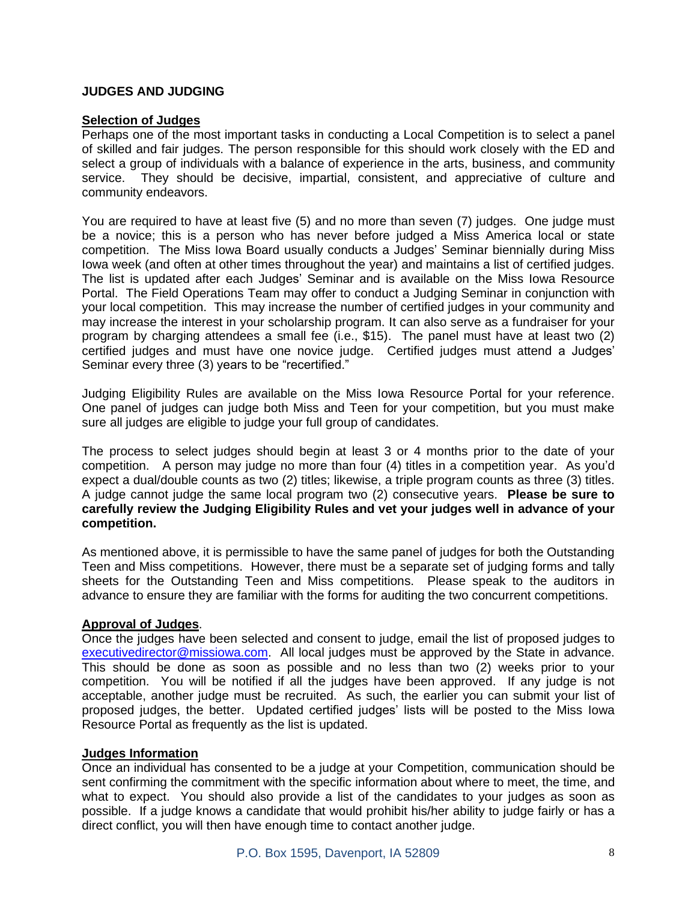## JUDGES AND JUDGING

### Selection of Judges

Perhaps one of the most important tasks in conducting a Local Competition is to select a panel of skilled and fair judges. The person responsible for this should work closely with the ED and select a group of individuals with a balance of experience in the arts, business, and community service. They should be decisive, impartial, consistent, and appreciative of culture and community endeavors.

You are required to have at least five (5) and no more than seven (7) judges. One judge must be a novice; this is a person who has never before judged a Miss America local or state competition. The Miss Iowa Board usually conducts a Judges' Seminar biennially during Miss Iowa week (and often at other times throughout the year) and maintains a list of certified judges. The list is updated after each Judges' Seminar and is available on the Miss Iowa Resource Portal. The Field Operations Team may offer to conduct a Judging Seminar in conjunction with your local competition. This may increase the number of certified judges in your community and may increase the interest in your scholarship program. It can also serve as a fundraiser for your program by charging attendees a small fee (i.e., $15). The panel must have at least two (2) certified judges and must have one novice judge. Certified judges must attend a Judges' Seminar every three (3) years to be "recertified."

Judging Eligibility Rules are available on the Miss Iowa Resource Portal for your reference. One panel of judges can judge both Miss and Teen for your competition, but you must make sure all judges are eligible to judge your full group of candidates.

The process to select judges should begin at least 3 or 4 months prior to the date of your competition. A person may judge no more than four (4) titles in a competition year. As you'd expect a dual/double counts as two (2) titles; likewise, a triple program counts as three (3) titles. A judge cannot judge the same local program two (2) consecutive years. **Please be sure to carefully review the Judging Eligibility Rules and vet your judges well in advance of your competition.**

As mentioned above, it is permissible to have the same panel of judges for both the Outstanding Teen and Miss competitions. However, there must be a separate set of judging forms and tally sheets for the Outstanding Teen and Miss competitions. Please speak to the auditors in advance to ensure they are familiar with the forms for auditing the two concurrent competitions.

### Approval of Judges.

Once the judges have been selected and consent to judge, email the list of proposed judges to executivedirector@missiowa.com. All local judges must be approved by the State in advance. This should be done as soon as possible and no less than two (2) weeks prior to your competition. You will be notified if all the judges have been approved. If any judge is not acceptable, another judge must be recruited. As such, the earlier you can submit your list of proposed judges, the better. Updated certified judges' lists will be posted to the Miss Iowa Resource Portal as frequently as the list is updated.

### Judges Information

Once an individual has consented to be a judge at your Competition, communication should be sent confirming the commitment with the specific information about where to meet, the time, and what to expect. You should also provide a list of the candidates to your judges as soon as possible. If a judge knows a candidate that would prohibit his/her ability to judge fairly or has a direct conflict, you will then have enough time to contact another judge.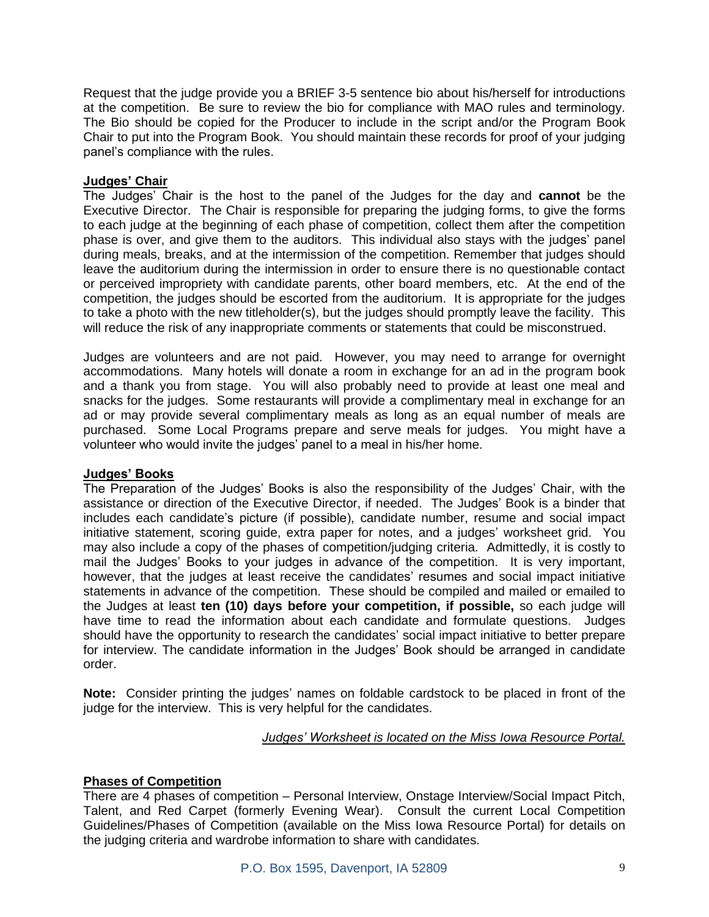Request that the judge provide you a BRIEF 3-5 sentence bio about his/herself for introductions at the competition. Be sure to review the bio for compliance with MAO rules and terminology. The Bio should be copied for the Producer to include in the script and/or the Program Book Chair to put into the Program Book. You should maintain these records for proof of your judging panel's compliance with the rules.

**Judges' Chair**

The Judges' Chair is the host to the panel of the Judges for the day and **cannot** be the Executive Director. The Chair is responsible for preparing the judging forms, to give the forms to each judge at the beginning of each phase of competition, collect them after the competition phase is over, and give them to the auditors. This individual also stays with the judges' panel during meals, breaks, and at the intermission of the competition. Remember that judges should leave the auditorium during the intermission in order to ensure there is no questionable contact or perceived impropriety with candidate parents, other board members, etc. At the end of the competition, the judges should be escorted from the auditorium. It is appropriate for the judges to take a photo with the new titleholder(s), but the judges should promptly leave the facility. This will reduce the risk of any inappropriate comments or statements that could be misconstrued.

Judges are volunteers and are not paid. However, you may need to arrange for overnight accommodations. Many hotels will donate a room in exchange for an ad in the program book and a thank you from stage. You will also probably need to provide at least one meal and snacks for the judges. Some restaurants will provide a complimentary meal in exchange for an ad or may provide several complimentary meals as long as an equal number of meals are purchased. Some Local Programs prepare and serve meals for judges. You might have a volunteer who would invite the judges' panel to a meal in his/her home.

**Judges' Books**

The Preparation of the Judges' Books is also the responsibility of the Judges' Chair, with the assistance or direction of the Executive Director, if needed. The Judges' Book is a binder that includes each candidate's picture (if possible), candidate number, resume and social impact initiative statement, scoring guide, extra paper for notes, and a judges' worksheet grid. You may also include a copy of the phases of competition/judging criteria. Admittedly, it is costly to mail the Judges' Books to your judges in advance of the competition. It is very important, however, that the judges at least receive the candidates' resumes and social impact initiative statements in advance of the competition. These should be compiled and mailed or emailed to the Judges at least **ten (10) days before your competition, if possible,** so each judge will have time to read the information about each candidate and formulate questions. Judges should have the opportunity to research the candidates' social impact initiative to better prepare for interview. The candidate information in the Judges' Book should be arranged in candidate order.

**Note:** Consider printing the judges' names on foldable cardstock to be placed in front of the judge for the interview. This is very helpful for the candidates.

*Judges' Worksheet is located on the Miss Iowa Resource Portal.*

**Phases of Competition**

There are 4 phases of competition – Personal Interview, Onstage Interview/Social Impact Pitch, Talent, and Red Carpet (formerly Evening Wear). Consult the current Local Competition Guidelines/Phases of Competition (available on the Miss Iowa Resource Portal) for details on the judging criteria and wardrobe information to share with candidates.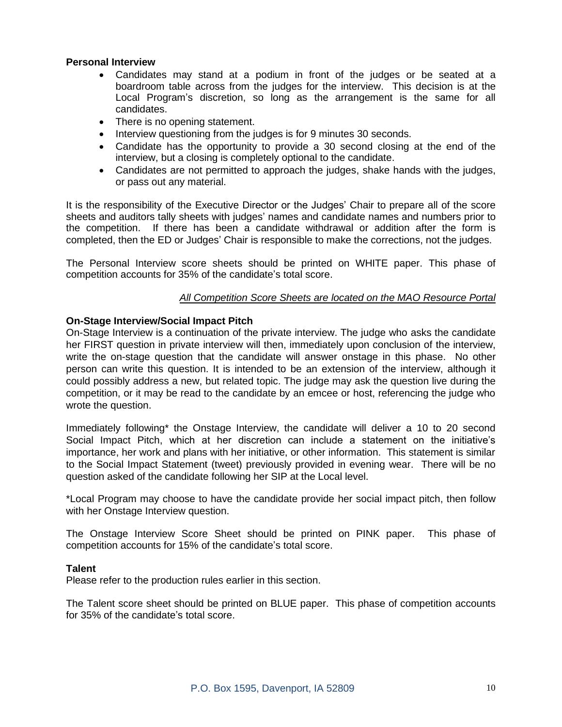**Personal Interview**

- Candidates may stand at a podium in front of the judges or be seated at a boardroom table across from the judges for the interview. This decision is at the Local Program's discretion, so long as the arrangement is the same for all candidates.
- There is no opening statement.
- Interview questioning from the judges is for 9 minutes 30 seconds.
- Candidate has the opportunity to provide a 30 second closing at the end of the interview, but a closing is completely optional to the candidate.
- Candidates are not permitted to approach the judges, shake hands with the judges, or pass out any material.

It is the responsibility of the Executive Director or the Judges' Chair to prepare all of the score sheets and auditors tally sheets with judges' names and candidate names and numbers prior to the competition. If there has been a candidate withdrawal or addition after the form is completed, then the ED or Judges' Chair is responsible to make the corrections, not the judges.

The Personal Interview score sheets should be printed on WHITE paper. This phase of competition accounts for 35% of the candidate's total score.

*All Competition Score Sheets are located on the MAO Resource Portal*

**On-Stage Interview/Social Impact Pitch**

On-Stage Interview is a continuation of the private interview. The judge who asks the candidate her FIRST question in private interview will then, immediately upon conclusion of the interview, write the on-stage question that the candidate will answer onstage in this phase. No other person can write this question. It is intended to be an extension of the interview, although it could possibly address a new, but related topic. The judge may ask the question live during the competition, or it may be read to the candidate by an emcee or host, referencing the judge who wrote the question.

Immediately following* the Onstage Interview, the candidate will deliver a 10 to 20 second Social Impact Pitch, which at her discretion can include a statement on the initiative's importance, her work and plans with her initiative, or other information. This statement is similar to the Social Impact Statement (tweet) previously provided in evening wear. There will be no question asked of the candidate following her SIP at the Local level.

*Local Program may choose to have the candidate provide her social impact pitch, then follow with her Onstage Interview question.

The Onstage Interview Score Sheet should be printed on PINK paper. This phase of competition accounts for 15% of the candidate's total score.

**Talent**

Please refer to the production rules earlier in this section.

The Talent score sheet should be printed on BLUE paper. This phase of competition accounts for 35% of the candidate's total score.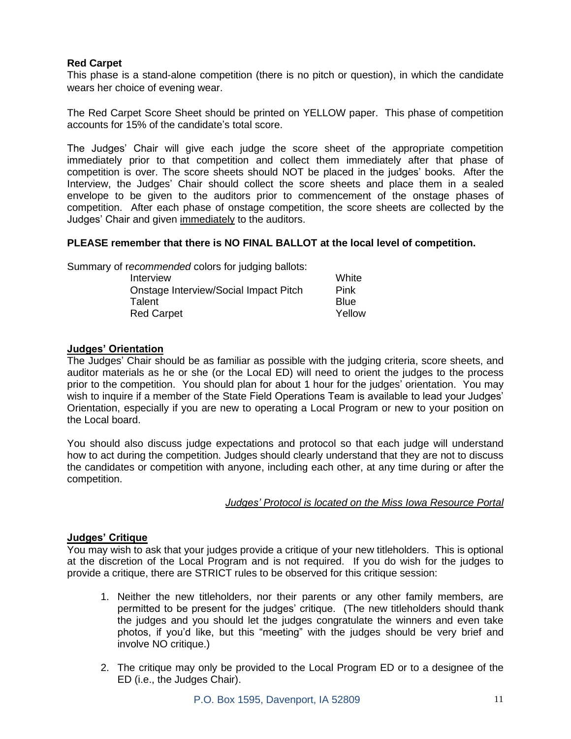**Red Carpet**
This phase is a stand-alone competition (there is no pitch or question), in which the candidate wears her choice of evening wear.

The Red Carpet Score Sheet should be printed on YELLOW paper. This phase of competition accounts for 15% of the candidate's total score.

The Judges' Chair will give each judge the score sheet of the appropriate competition immediately prior to that competition and collect them immediately after that phase of competition is over. The score sheets should NOT be placed in the judges' books. After the Interview, the Judges' Chair should collect the score sheets and place them in a sealed envelope to be given to the auditors prior to commencement of the onstage phases of competition. After each phase of onstage competition, the score sheets are collected by the Judges' Chair and given <u>immediately</u> to the auditors.

**PLEASE remember that there is NO FINAL BALLOT at the local level of competition.**

Summary of r*ecommended* colors for judging ballots:

| | |
|---|---|
| Interview | White |
| Onstage Interview/Social Impact Pitch | Pink |
| Talent | Blue |
| Red Carpet | Yellow |

## Judges' Orientation

The Judges' Chair should be as familiar as possible with the judging criteria, score sheets, and auditor materials as he or she (or the Local ED) will need to orient the judges to the process prior to the competition. You should plan for about 1 hour for the judges' orientation. You may wish to inquire if a member of the State Field Operations Team is available to lead your Judges' Orientation, especially if you are new to operating a Local Program or new to your position on the Local board.

You should also discuss judge expectations and protocol so that each judge will understand how to act during the competition. Judges should clearly understand that they are not to discuss the candidates or competition with anyone, including each other, at any time during or after the competition.

*Judges' Protocol is located on the Miss Iowa Resource Portal*

## Judges' Critique

You may wish to ask that your judges provide a critique of your new titleholders. This is optional at the discretion of the Local Program and is not required. If you do wish for the judges to provide a critique, there are STRICT rules to be observed for this critique session:

1. Neither the new titleholders, nor their parents or any other family members, are permitted to be present for the judges' critique. (The new titleholders should thank the judges and you should let the judges congratulate the winners and even take photos, if you'd like, but this "meeting" with the judges should be very brief and involve NO critique.)

2. The critique may only be provided to the Local Program ED or to a designee of the ED (i.e., the Judges Chair).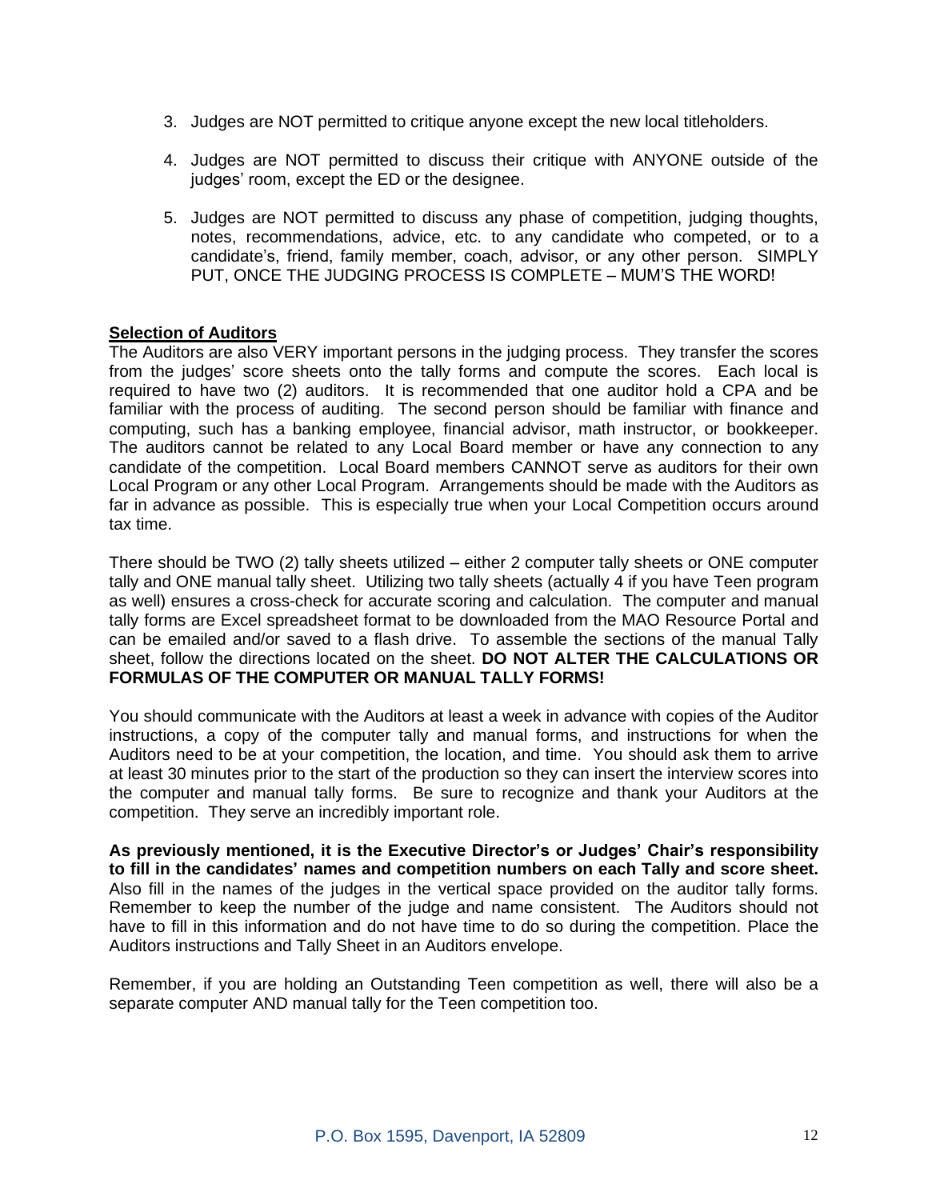3. Judges are NOT permitted to critique anyone except the new local titleholders.

4. Judges are NOT permitted to discuss their critique with ANYONE outside of the judges' room, except the ED or the designee.

5. Judges are NOT permitted to discuss any phase of competition, judging thoughts, notes, recommendations, advice, etc. to any candidate who competed, or to a candidate's, friend, family member, coach, advisor, or any other person. SIMPLY PUT, ONCE THE JUDGING PROCESS IS COMPLETE – MUM'S THE WORD!

**Selection of Auditors**

The Auditors are also VERY important persons in the judging process. They transfer the scores from the judges' score sheets onto the tally forms and compute the scores. Each local is required to have two (2) auditors. It is recommended that one auditor hold a CPA and be familiar with the process of auditing. The second person should be familiar with finance and computing, such has a banking employee, financial advisor, math instructor, or bookkeeper. The auditors cannot be related to any Local Board member or have any connection to any candidate of the competition. Local Board members CANNOT serve as auditors for their own Local Program or any other Local Program. Arrangements should be made with the Auditors as far in advance as possible. This is especially true when your Local Competition occurs around tax time.

There should be TWO (2) tally sheets utilized – either 2 computer tally sheets or ONE computer tally and ONE manual tally sheet. Utilizing two tally sheets (actually 4 if you have Teen program as well) ensures a cross-check for accurate scoring and calculation. The computer and manual tally forms are Excel spreadsheet format to be downloaded from the MAO Resource Portal and can be emailed and/or saved to a flash drive. To assemble the sections of the manual Tally sheet, follow the directions located on the sheet. **DO NOT ALTER THE CALCULATIONS OR FORMULAS OF THE COMPUTER OR MANUAL TALLY FORMS!**

You should communicate with the Auditors at least a week in advance with copies of the Auditor instructions, a copy of the computer tally and manual forms, and instructions for when the Auditors need to be at your competition, the location, and time. You should ask them to arrive at least 30 minutes prior to the start of the production so they can insert the interview scores into the computer and manual tally forms. Be sure to recognize and thank your Auditors at the competition. They serve an incredibly important role.

**As previously mentioned, it is the Executive Director's or Judges' Chair's responsibility to fill in the candidates' names and competition numbers on each Tally and score sheet.** Also fill in the names of the judges in the vertical space provided on the auditor tally forms. Remember to keep the number of the judge and name consistent. The Auditors should not have to fill in this information and do not have time to do so during the competition. Place the Auditors instructions and Tally Sheet in an Auditors envelope.

Remember, if you are holding an Outstanding Teen competition as well, there will also be a separate computer AND manual tally for the Teen competition too.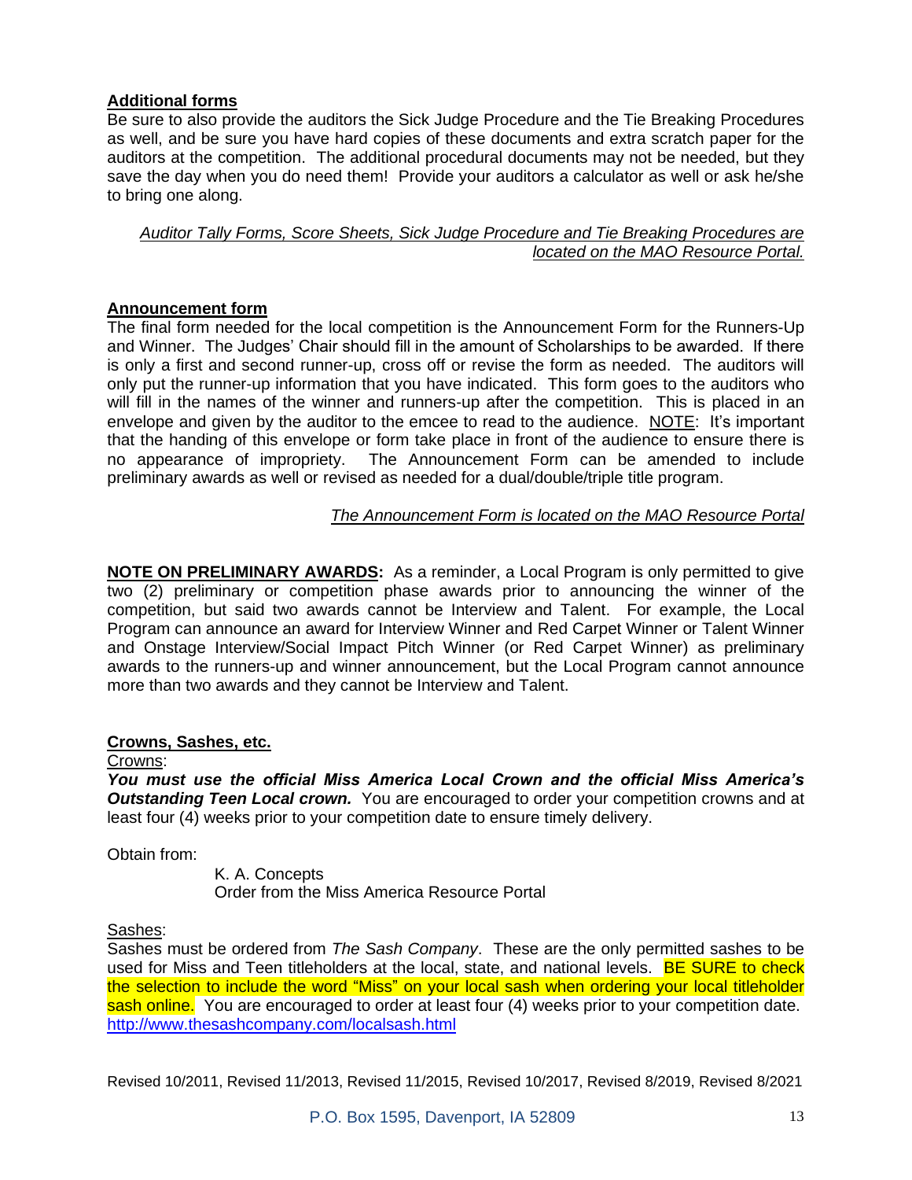**Additional forms**

Be sure to also provide the auditors the Sick Judge Procedure and the Tie Breaking Procedures as well, and be sure you have hard copies of these documents and extra scratch paper for the auditors at the competition. The additional procedural documents may not be needed, but they save the day when you do need them! Provide your auditors a calculator as well or ask he/she to bring one along.

*Auditor Tally Forms, Score Sheets, Sick Judge Procedure and Tie Breaking Procedures are located on the MAO Resource Portal.*

**Announcement form**

The final form needed for the local competition is the Announcement Form for the Runners-Up and Winner. The Judges' Chair should fill in the amount of Scholarships to be awarded. If there is only a first and second runner-up, cross off or revise the form as needed. The auditors will only put the runner-up information that you have indicated. This form goes to the auditors who will fill in the names of the winner and runners-up after the competition. This is placed in an envelope and given by the auditor to the emcee to read to the audience. NOTE: It's important that the handing of this envelope or form take place in front of the audience to ensure there is no appearance of impropriety. The Announcement Form can be amended to include preliminary awards as well or revised as needed for a dual/double/triple title program.

*The Announcement Form is located on the MAO Resource Portal*

**NOTE ON PRELIMINARY AWARDS:** As a reminder, a Local Program is only permitted to give two (2) preliminary or competition phase awards prior to announcing the winner of the competition, but said two awards cannot be Interview and Talent. For example, the Local Program can announce an award for Interview Winner and Red Carpet Winner or Talent Winner and Onstage Interview/Social Impact Pitch Winner (or Red Carpet Winner) as preliminary awards to the runners-up and winner announcement, but the Local Program cannot announce more than two awards and they cannot be Interview and Talent.

**Crowns, Sashes, etc.**

Crowns:

***You must use the official Miss America Local Crown and the official Miss America's Outstanding Teen Local crown.*** You are encouraged to order your competition crowns and at least four (4) weeks prior to your competition date to ensure timely delivery.

Obtain from:

K. A. Concepts
Order from the Miss America Resource Portal

Sashes:

Sashes must be ordered from *The Sash Company*. These are the only permitted sashes to be used for Miss and Teen titleholders at the local, state, and national levels. BE SURE to check the selection to include the word "Miss" on your local sash when ordering your local titleholder sash online. You are encouraged to order at least four (4) weeks prior to your competition date.
http://www.thesashcompany.com/localsash.html

Revised 10/2011, Revised 11/2013, Revised 11/2015, Revised 10/2017, Revised 8/2019, Revised 8/2021

P.O. Box 1595, Davenport, IA 52809